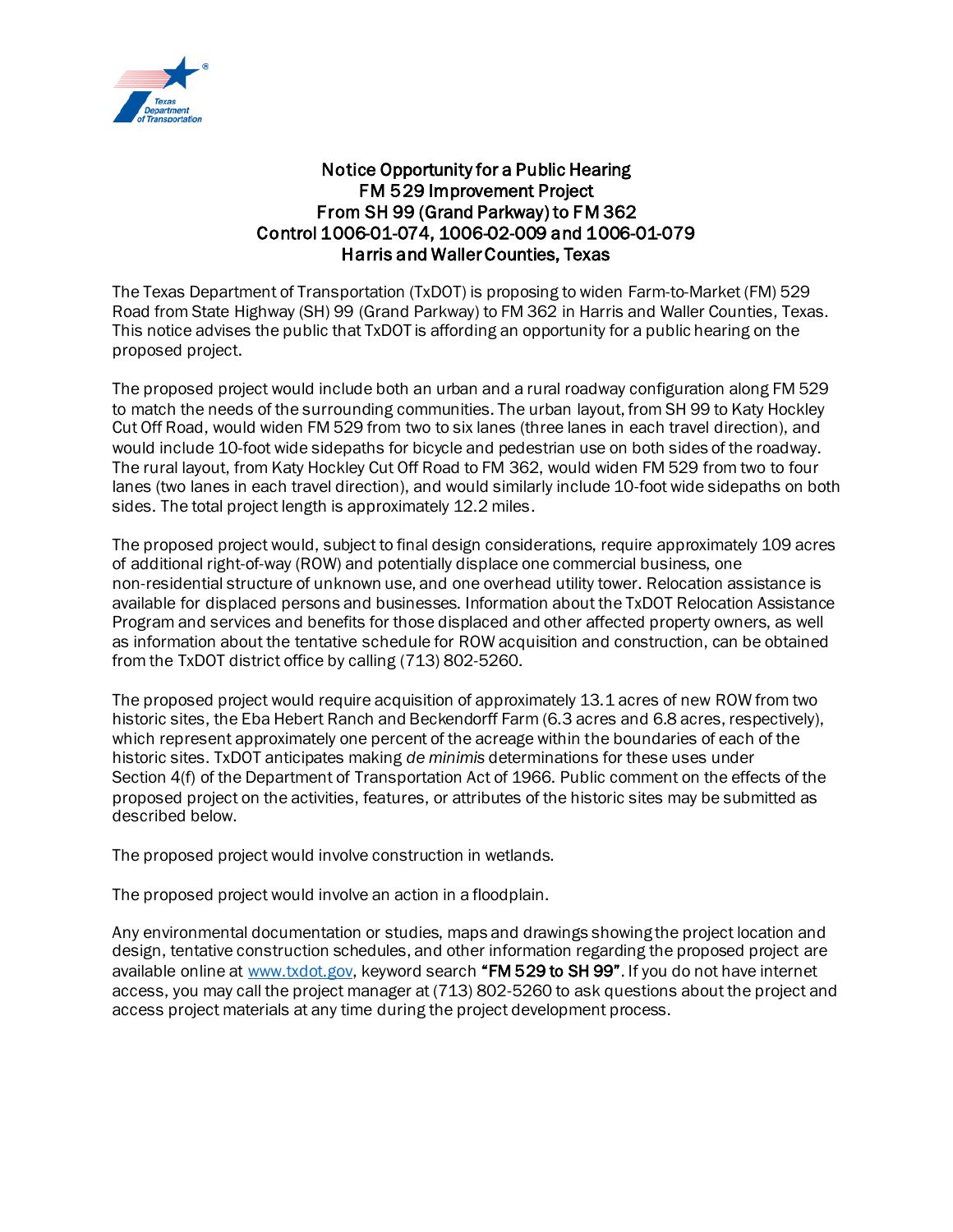# Notice Opportunity for a Public Hearing
# FM 529 Improvement Project
# From SH 99 (Grand Parkway) to FM 362
# Control 1006-01-074, 1006-02-009 and 1006-01-079
# Harris and Waller Counties, Texas

The Texas Department of Transportation (TxDOT) is proposing to widen Farm-to-Market (FM) 529 Road from State Highway (SH) 99 (Grand Parkway) to FM 362 in Harris and Waller Counties, Texas. This notice advises the public that TxDOT is affording an opportunity for a public hearing on the proposed project.

The proposed project would include both an urban and a rural roadway configuration along FM 529 to match the needs of the surrounding communities. The urban layout, from SH 99 to Katy Hockley Cut Off Road, would widen FM 529 from two to six lanes (three lanes in each travel direction), and would include 10-foot wide sidepaths for bicycle and pedestrian use on both sides of the roadway. The rural layout, from Katy Hockley Cut Off Road to FM 362, would widen FM 529 from two to four lanes (two lanes in each travel direction), and would similarly include 10-foot wide sidepaths on both sides. The total project length is approximately 12.2 miles.

The proposed project would, subject to final design considerations, require approximately 109 acres of additional right-of-way (ROW) and potentially displace one commercial business, one non-residential structure of unknown use, and one overhead utility tower. Relocation assistance is available for displaced persons and businesses. Information about the TxDOT Relocation Assistance Program and services and benefits for those displaced and other affected property owners, as well as information about the tentative schedule for ROW acquisition and construction, can be obtained from the TxDOT district office by calling (713) 802-5260.

The proposed project would require acquisition of approximately 13.1 acres of new ROW from two historic sites, the Eba Hebert Ranch and Beckendorff Farm (6.3 acres and 6.8 acres, respectively), which represent approximately one percent of the acreage within the boundaries of each of the historic sites. TxDOT anticipates making *de minimis* determinations for these uses under Section 4(f) of the Department of Transportation Act of 1966. Public comment on the effects of the proposed project on the activities, features, or attributes of the historic sites may be submitted as described below.

The proposed project would involve construction in wetlands.

The proposed project would involve an action in a floodplain.

Any environmental documentation or studies, maps and drawings showing the project location and design, tentative construction schedules, and other information regarding the proposed project are available online at www.txdot.gov, keyword search **"FM 529 to SH 99"**. If you do not have internet access, you may call the project manager at (713) 802-5260 to ask questions about the project and access project materials at any time during the project development process.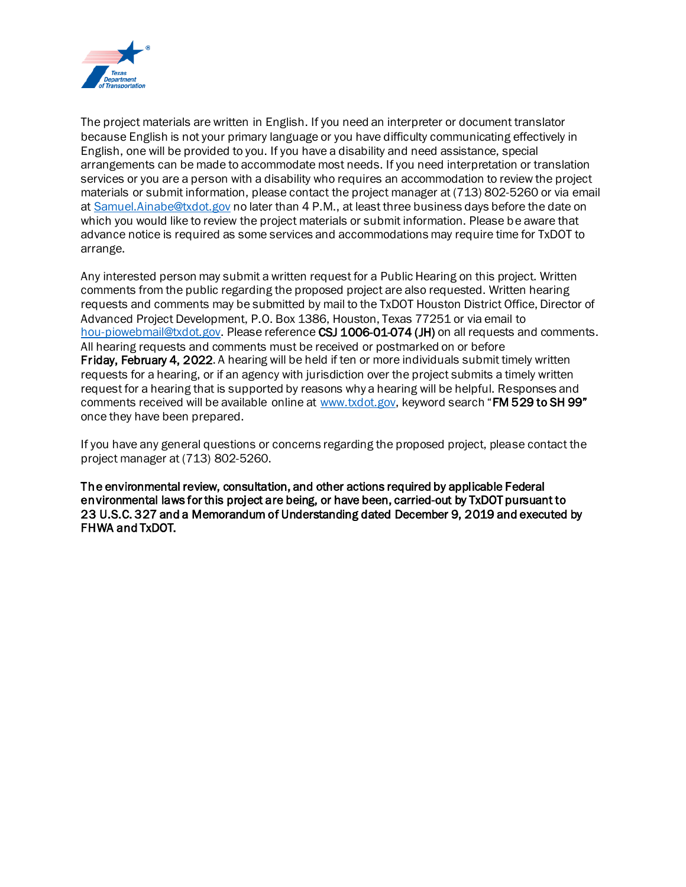The project materials are written in English. If you need an interpreter or document translator because English is not your primary language or you have difficulty communicating effectively in English, one will be provided to you. If you have a disability and need assistance, special arrangements can be made to accommodate most needs. If you need interpretation or translation services or you are a person with a disability who requires an accommodation to review the project materials or submit information, please contact the project manager at (713) 802-5260 or via email at Samuel.Ainabe@txdot.gov no later than 4 P.M., at least three business days before the date on which you would like to review the project materials or submit information. Please be aware that advance notice is required as some services and accommodations may require time for TxDOT to arrange.

Any interested person may submit a written request for a Public Hearing on this project. Written comments from the public regarding the proposed project are also requested. Written hearing requests and comments may be submitted by mail to the TxDOT Houston District Office, Director of Advanced Project Development, P.O. Box 1386, Houston, Texas 77251 or via email to hou-piowebmail@txdot.gov. Please reference **CSJ 1006-01-074 (JH)** on all requests and comments. All hearing requests and comments must be received or postmarked on or before **Friday, February 4, 2022**. A hearing will be held if ten or more individuals submit timely written requests for a hearing, or if an agency with jurisdiction over the project submits a timely written request for a hearing that is supported by reasons why a hearing will be helpful. Responses and comments received will be available online at www.txdot.gov, keyword search "**FM 529 to SH 99"** once they have been prepared.

If you have any general questions or concerns regarding the proposed project, please contact the project manager at (713) 802-5260.

**The environmental review, consultation, and other actions required by applicable Federal environmental laws for this project are being, or have been, carried-out by TxDOT pursuant to 23 U.S.C. 327 and a Memorandum of Understanding dated December 9, 2019 and executed by FHWA and TxDOT.**